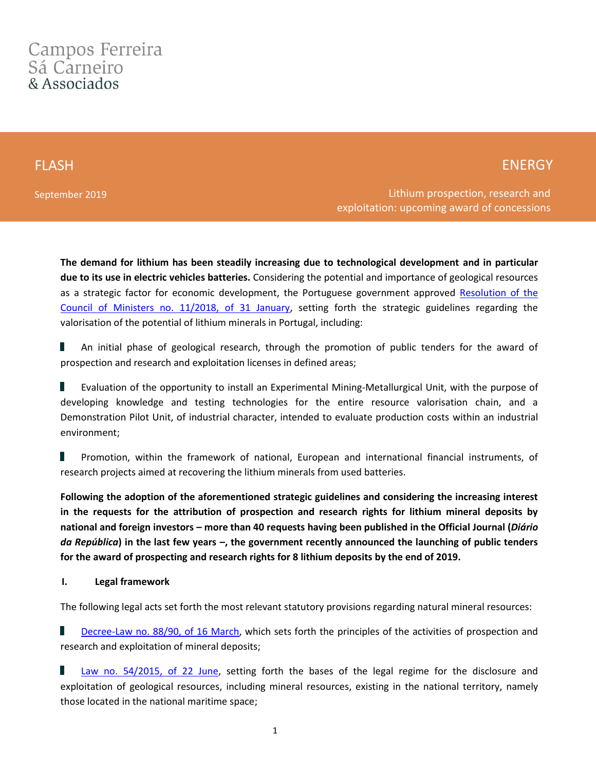Campos Ferreira
Sá Carneiro
& Associados

FLASH

ENERGY

September 2019

Lithium prospection, research and exploitation: upcoming award of concessions

**The demand for lithium has been steadily increasing due to technological development and in particular due to its use in electric vehicles batteries.** Considering the potential and importance of geological resources as a strategic factor for economic development, the Portuguese government approved Resolution of the Council of Ministers no. 11/2018, of 31 January, setting forth the strategic guidelines regarding the valorisation of the potential of lithium minerals in Portugal, including:

- An initial phase of geological research, through the promotion of public tenders for the award of prospection and research and exploitation licenses in defined areas;
- Evaluation of the opportunity to install an Experimental Mining-Metallurgical Unit, with the purpose of developing knowledge and testing technologies for the entire resource valorisation chain, and a Demonstration Pilot Unit, of industrial character, intended to evaluate production costs within an industrial environment;
- Promotion, within the framework of national, European and international financial instruments, of research projects aimed at recovering the lithium minerals from used batteries.

**Following the adoption of the aforementioned strategic guidelines and considering the increasing interest in the requests for the attribution of prospection and research rights for lithium mineral deposits by national and foreign investors – more than 40 requests having been published in the Official Journal (*Diário da República*) in the last few years –, the government recently announced the launching of public tenders for the award of prospecting and research rights for 8 lithium deposits by the end of 2019.**

## I. Legal framework

The following legal acts set forth the most relevant statutory provisions regarding natural mineral resources:

- Decree-Law no. 88/90, of 16 March, which sets forth the principles of the activities of prospection and research and exploitation of mineral deposits;
- Law no. 54/2015, of 22 June, setting forth the bases of the legal regime for the disclosure and exploitation of geological resources, including mineral resources, existing in the national territory, namely those located in the national maritime space;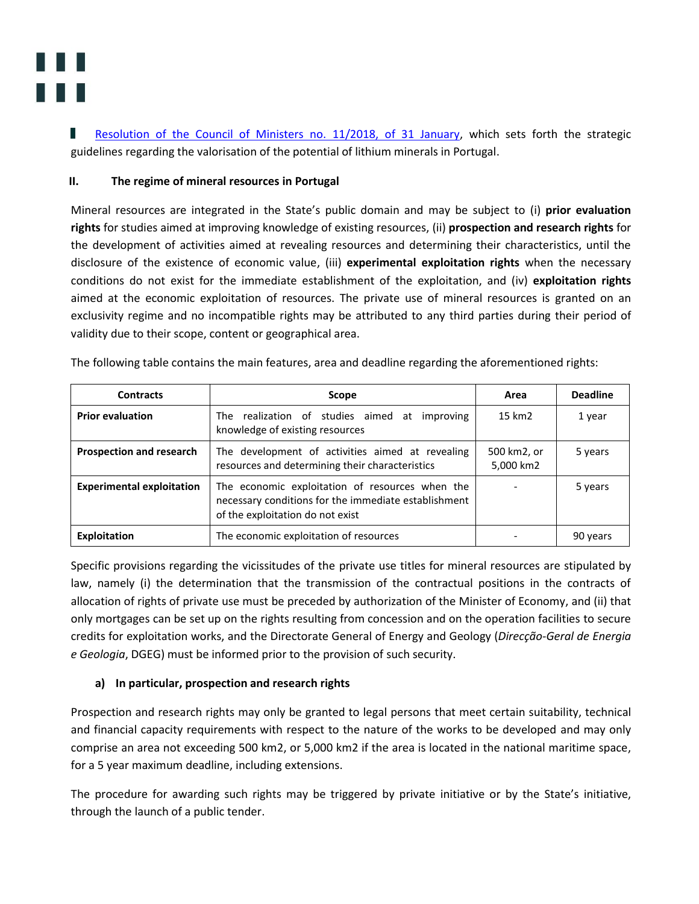- [Resolution of the Council of Ministers no. 11/2018, of 31 January](), which sets forth the strategic guidelines regarding the valorisation of the potential of lithium minerals in Portugal.

## II. The regime of mineral resources in Portugal

Mineral resources are integrated in the State's public domain and may be subject to (i) **prior evaluation rights** for studies aimed at improving knowledge of existing resources, (ii) **prospection and research rights** for the development of activities aimed at revealing resources and determining their characteristics, until the disclosure of the existence of economic value, (iii) **experimental exploitation rights** when the necessary conditions do not exist for the immediate establishment of the exploitation, and (iv) **exploitation rights** aimed at the economic exploitation of resources. The private use of mineral resources is granted on an exclusivity regime and no incompatible rights may be attributed to any third parties during their period of validity due to their scope, content or geographical area.

The following table contains the main features, area and deadline regarding the aforementioned rights:

| Contracts | Scope | Area | Deadline |
|---|---|---|---|
| **Prior evaluation** | The realization of studies aimed at improving knowledge of existing resources | 15 km2 | 1 year |
| **Prospection and research** | The development of activities aimed at revealing resources and determining their characteristics | 500 km2, or 5,000 km2 | 5 years |
| **Experimental exploitation** | The economic exploitation of resources when the necessary conditions for the immediate establishment of the exploitation do not exist | - | 5 years |
| **Exploitation** | The economic exploitation of resources | - | 90 years |

Specific provisions regarding the vicissitudes of the private use titles for mineral resources are stipulated by law, namely (i) the determination that the transmission of the contractual positions in the contracts of allocation of rights of private use must be preceded by authorization of the Minister of Economy, and (ii) that only mortgages can be set up on the rights resulting from concession and on the operation facilities to secure credits for exploitation works, and the Directorate General of Energy and Geology (*Direcção-Geral de Energia e Geologia*, DGEG) must be informed prior to the provision of such security.

### a) In particular, prospection and research rights

Prospection and research rights may only be granted to legal persons that meet certain suitability, technical and financial capacity requirements with respect to the nature of the works to be developed and may only comprise an area not exceeding 500 km2, or 5,000 km2 if the area is located in the national maritime space, for a 5 year maximum deadline, including extensions.

The procedure for awarding such rights may be triggered by private initiative or by the State's initiative, through the launch of a public tender.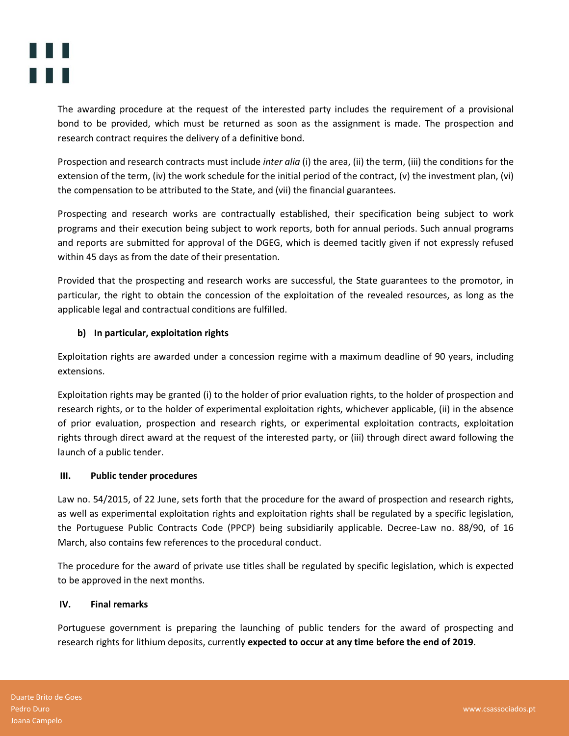The awarding procedure at the request of the interested party includes the requirement of a provisional bond to be provided, which must be returned as soon as the assignment is made. The prospection and research contract requires the delivery of a definitive bond.

Prospection and research contracts must include *inter alia* (i) the area, (ii) the term, (iii) the conditions for the extension of the term, (iv) the work schedule for the initial period of the contract, (v) the investment plan, (vi) the compensation to be attributed to the State, and (vii) the financial guarantees.

Prospecting and research works are contractually established, their specification being subject to work programs and their execution being subject to work reports, both for annual periods. Such annual programs and reports are submitted for approval of the DGEG, which is deemed tacitly given if not expressly refused within 45 days as from the date of their presentation.

Provided that the prospecting and research works are successful, the State guarantees to the promotor, in particular, the right to obtain the concession of the exploitation of the revealed resources, as long as the applicable legal and contractual conditions are fulfilled.

**b) In particular, exploitation rights**

Exploitation rights are awarded under a concession regime with a maximum deadline of 90 years, including extensions.

Exploitation rights may be granted (i) to the holder of prior evaluation rights, to the holder of prospection and research rights, or to the holder of experimental exploitation rights, whichever applicable, (ii) in the absence of prior evaluation, prospection and research rights, or experimental exploitation contracts, exploitation rights through direct award at the request of the interested party, or (iii) through direct award following the launch of a public tender.

## III. Public tender procedures

Law no. 54/2015, of 22 June, sets forth that the procedure for the award of prospection and research rights, as well as experimental exploitation rights and exploitation rights shall be regulated by a specific legislation, the Portuguese Public Contracts Code (PPCP) being subsidiarily applicable. Decree-Law no. 88/90, of 16 March, also contains few references to the procedural conduct.

The procedure for the award of private use titles shall be regulated by specific legislation, which is expected to be approved in the next months.

## IV. Final remarks

Portuguese government is preparing the launching of public tenders for the award of prospecting and research rights for lithium deposits, currently **expected to occur at any time before the end of 2019**.

Duarte Brito de Goes
Pedro Duro
Joana Campelo

www.csassociados.pt